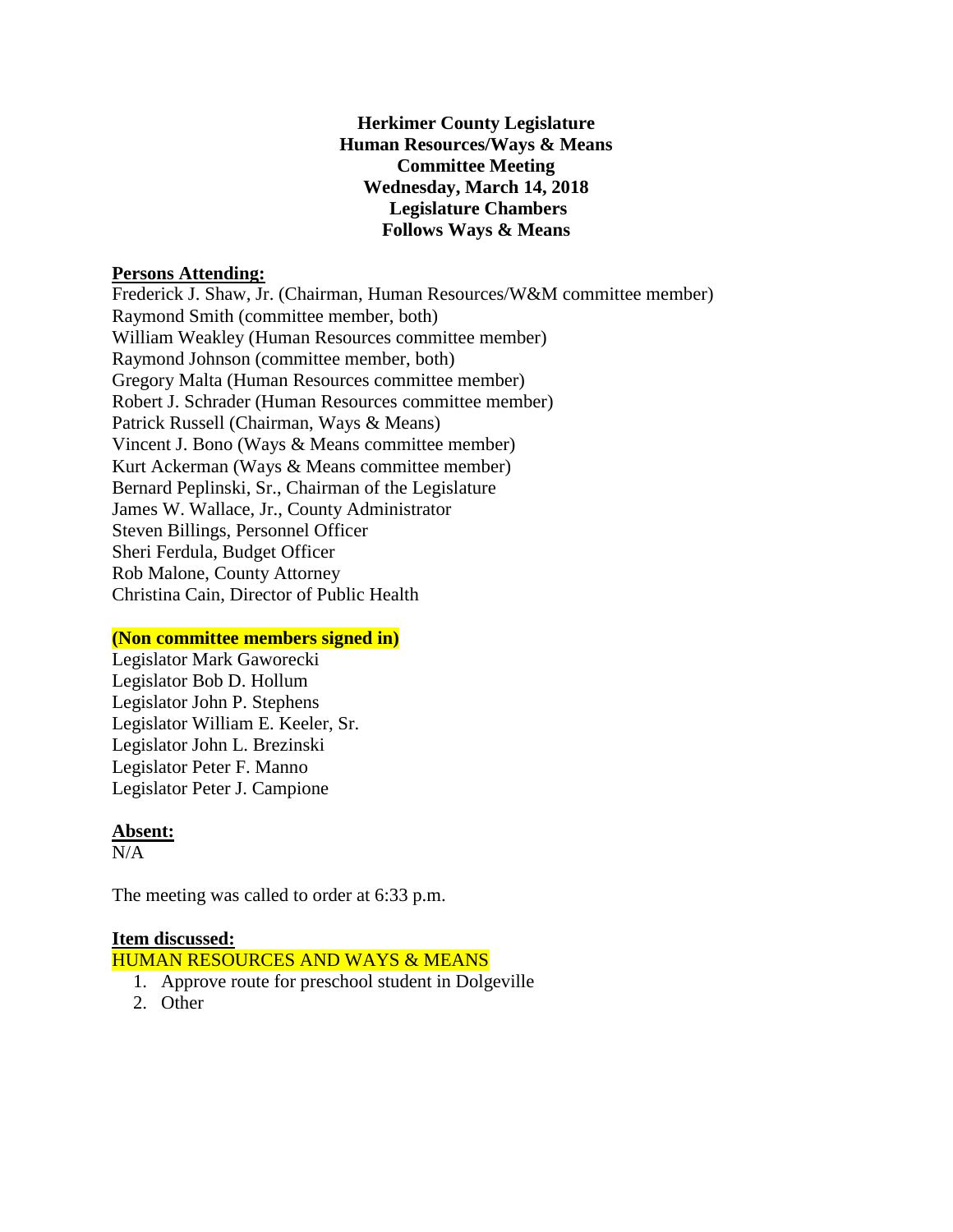**Herkimer County Legislature**
**Human Resources/Ways & Means**
**Committee Meeting**
**Wednesday, March 14, 2018**
**Legislature Chambers**
**Follows Ways & Means**

**Persons Attending:**

Frederick J. Shaw, Jr. (Chairman, Human Resources/W&M committee member)
Raymond Smith (committee member, both)
William Weakley (Human Resources committee member)
Raymond Johnson (committee member, both)
Gregory Malta (Human Resources committee member)
Robert J. Schrader (Human Resources committee member)
Patrick Russell (Chairman, Ways & Means)
Vincent J. Bono (Ways & Means committee member)
Kurt Ackerman (Ways & Means committee member)
Bernard Peplinski, Sr., Chairman of the Legislature
James W. Wallace, Jr., County Administrator
Steven Billings, Personnel Officer
Sheri Ferdula, Budget Officer
Rob Malone, County Attorney
Christina Cain, Director of Public Health

**(Non committee members signed in)**

Legislator Mark Gaworecki
Legislator Bob D. Hollum
Legislator John P. Stephens
Legislator William E. Keeler, Sr.
Legislator John L. Brezinski
Legislator Peter F. Manno
Legislator Peter J. Campione

**Absent:**

N/A

The meeting was called to order at 6:33 p.m.

**Item discussed:**

HUMAN RESOURCES AND WAYS & MEANS

1. Approve route for preschool student in Dolgeville
2. Other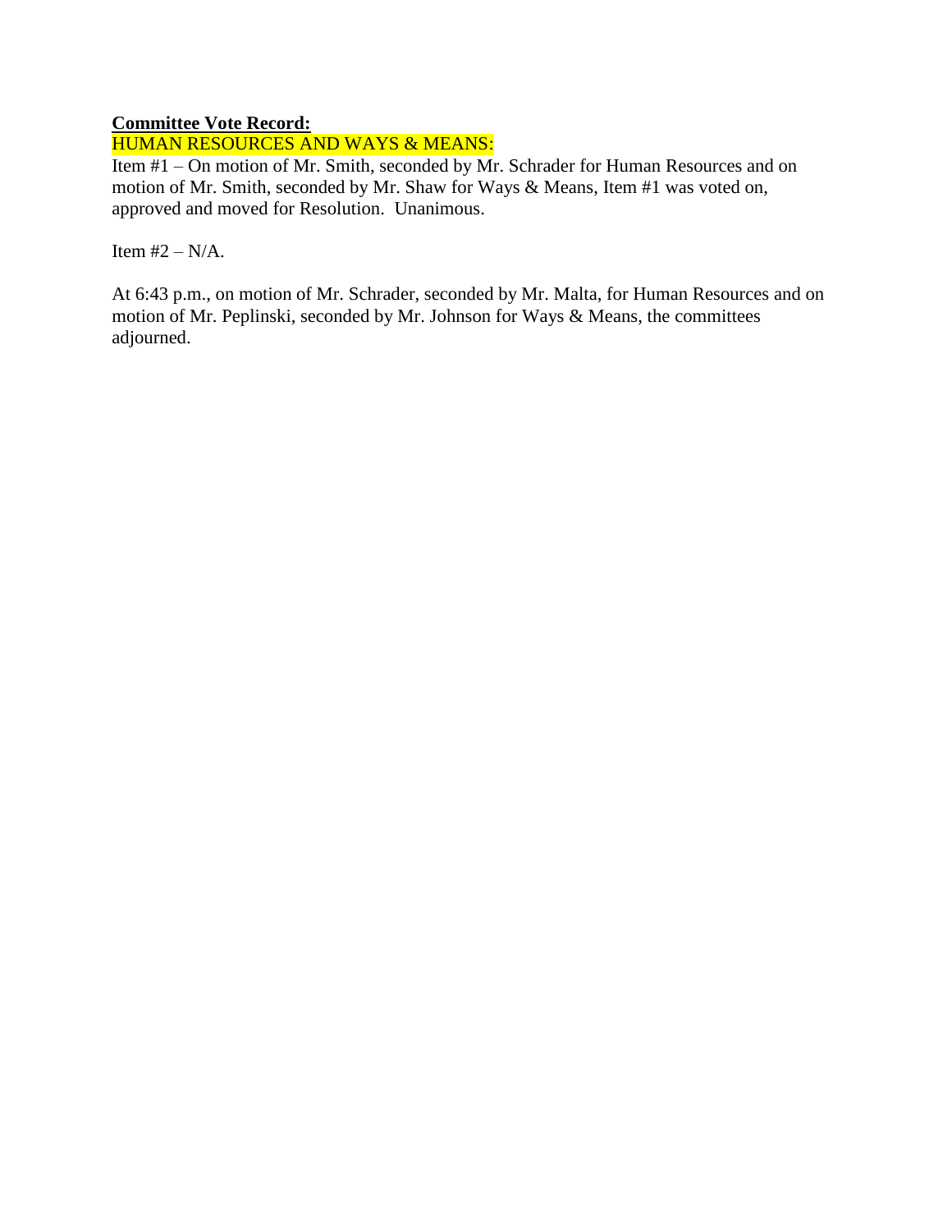**Committee Vote Record:**

HUMAN RESOURCES AND WAYS & MEANS:

Item #1 – On motion of Mr. Smith, seconded by Mr. Schrader for Human Resources and on motion of Mr. Smith, seconded by Mr. Shaw for Ways & Means, Item #1 was voted on, approved and moved for Resolution. Unanimous.

Item #2 – N/A.

At 6:43 p.m., on motion of Mr. Schrader, seconded by Mr. Malta, for Human Resources and on motion of Mr. Peplinski, seconded by Mr. Johnson for Ways & Means, the committees adjourned.